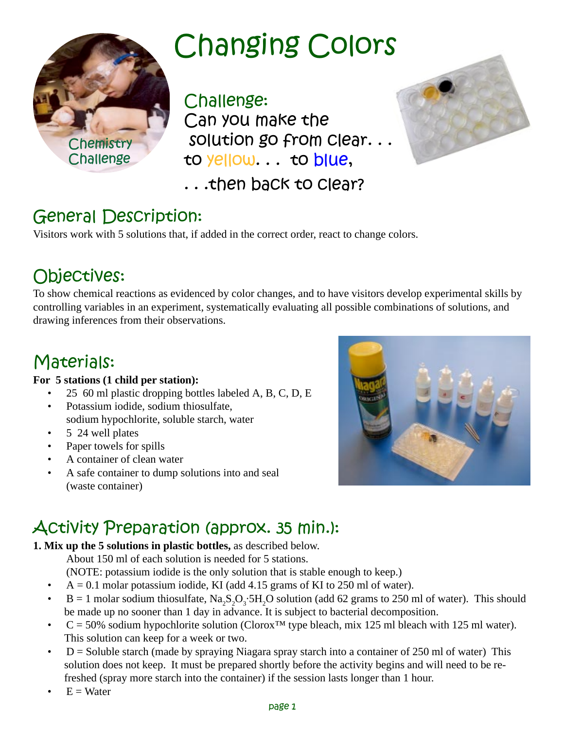# Changing Colors

Chemistry Challenge

## Challenge:

Can you make the solution go from clear. . . to yellow. . . to blue, . . .then back to clear?

## General Description:

Visitors work with 5 solutions that, if added in the correct order, react to change colors.

## Objectives:

To show chemical reactions as evidenced by color changes, and to have visitors develop experimental skills by controlling variables in an experiment, systematically evaluating all possible combinations of solutions, and drawing inferences from their observations.

## Materials:

**For 5 stations (1 child per station):**

- 25 60 ml plastic dropping bottles labeled A, B, C, D, E
- Potassium iodide, sodium thiosulfate, sodium hypochlorite, soluble starch, water
- 5 24 well plates
- Paper towels for spills
- A container of clean water
- A safe container to dump solutions into and seal (waste container)

## Activity Preparation (approx. 35 min.):

**1. Mix up the 5 solutions in plastic bottles,** as described below.

About 150 ml of each solution is needed for 5 stations.

(NOTE: potassium iodide is the only solution that is stable enough to keep.)

- A = 0.1 molar potassium iodide, KI (add 4.15 grams of KI to 250 ml of water).
- B = 1 molar sodium thiosulfate, $Na_2S_2O_3 \cdot 5H_2O$ solution (add 62 grams to 250 ml of water). This should be made up no sooner than 1 day in advance. It is subject to bacterial decomposition.
- C = 50% sodium hypochlorite solution (Clorox™ type bleach, mix 125 ml bleach with 125 ml water). This solution can keep for a week or two.
- D = Soluble starch (made by spraying Niagara spray starch into a container of 250 ml of water) This solution does not keep. It must be prepared shortly before the activity begins and will need to be re-freshed (spray more starch into the container) if the session lasts longer than 1 hour.
- E = Water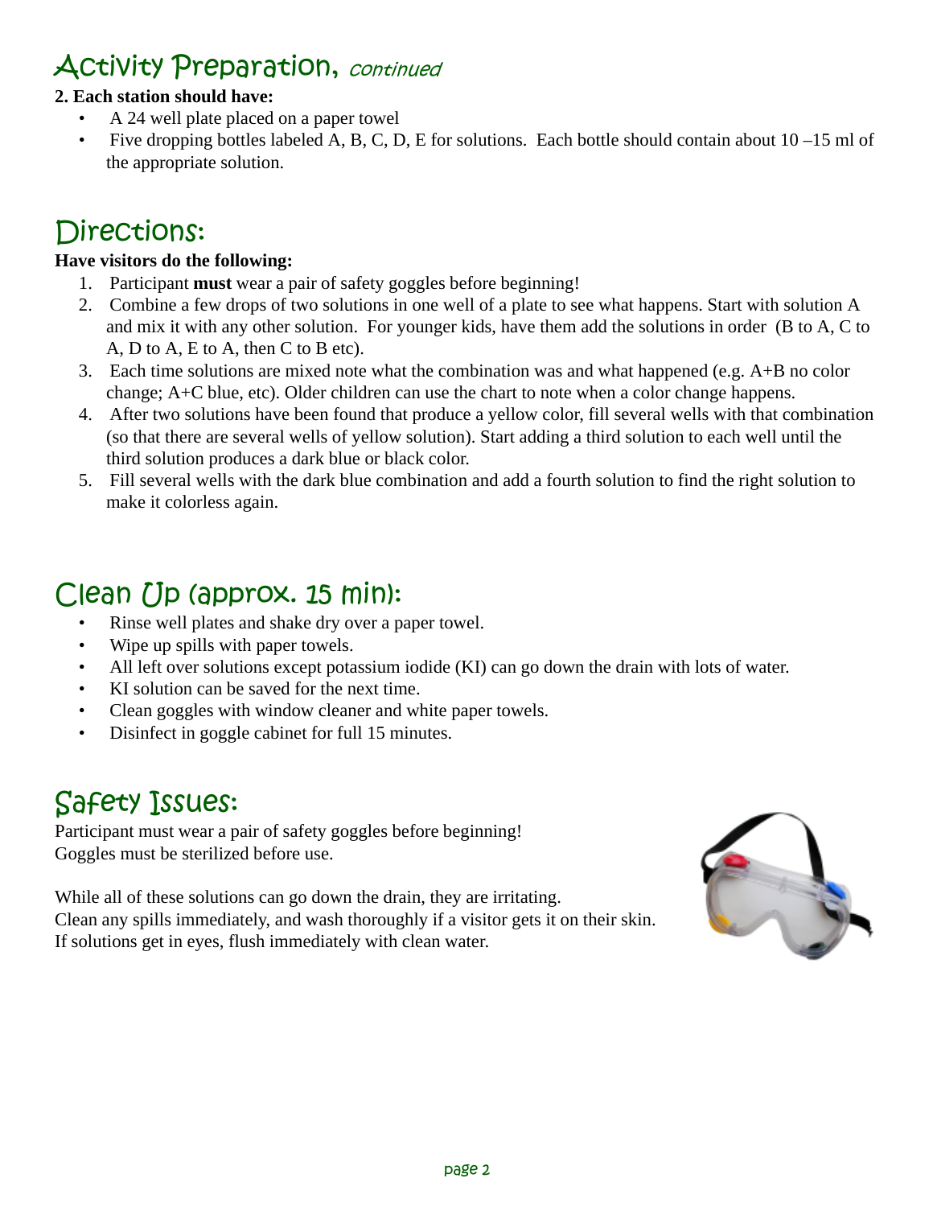## Activity Preparation, *continued*

**2. Each station should have:**

- A 24 well plate placed on a paper towel
- Five dropping bottles labeled A, B, C, D, E for solutions. Each bottle should contain about 10 –15 ml of the appropriate solution.

## Directions:

**Have visitors do the following:**

1. Participant **must** wear a pair of safety goggles before beginning!
2. Combine a few drops of two solutions in one well of a plate to see what happens. Start with solution A and mix it with any other solution. For younger kids, have them add the solutions in order (B to A, C to A, D to A, E to A, then C to B etc).
3. Each time solutions are mixed note what the combination was and what happened (e.g. A+B no color change; A+C blue, etc). Older children can use the chart to note when a color change happens.
4. After two solutions have been found that produce a yellow color, fill several wells with that combination (so that there are several wells of yellow solution). Start adding a third solution to each well until the third solution produces a dark blue or black color.
5. Fill several wells with the dark blue combination and add a fourth solution to find the right solution to make it colorless again.

## Clean Up (approx. 15 min):

- Rinse well plates and shake dry over a paper towel.
- Wipe up spills with paper towels.
- All left over solutions except potassium iodide (KI) can go down the drain with lots of water.
- KI solution can be saved for the next time.
- Clean goggles with window cleaner and white paper towels.
- Disinfect in goggle cabinet for full 15 minutes.

## Safety Issues:

Participant must wear a pair of safety goggles before beginning!
Goggles must be sterilized before use.

While all of these solutions can go down the drain, they are irritating.
Clean any spills immediately, and wash thoroughly if a visitor gets it on their skin.
If solutions get in eyes, flush immediately with clean water.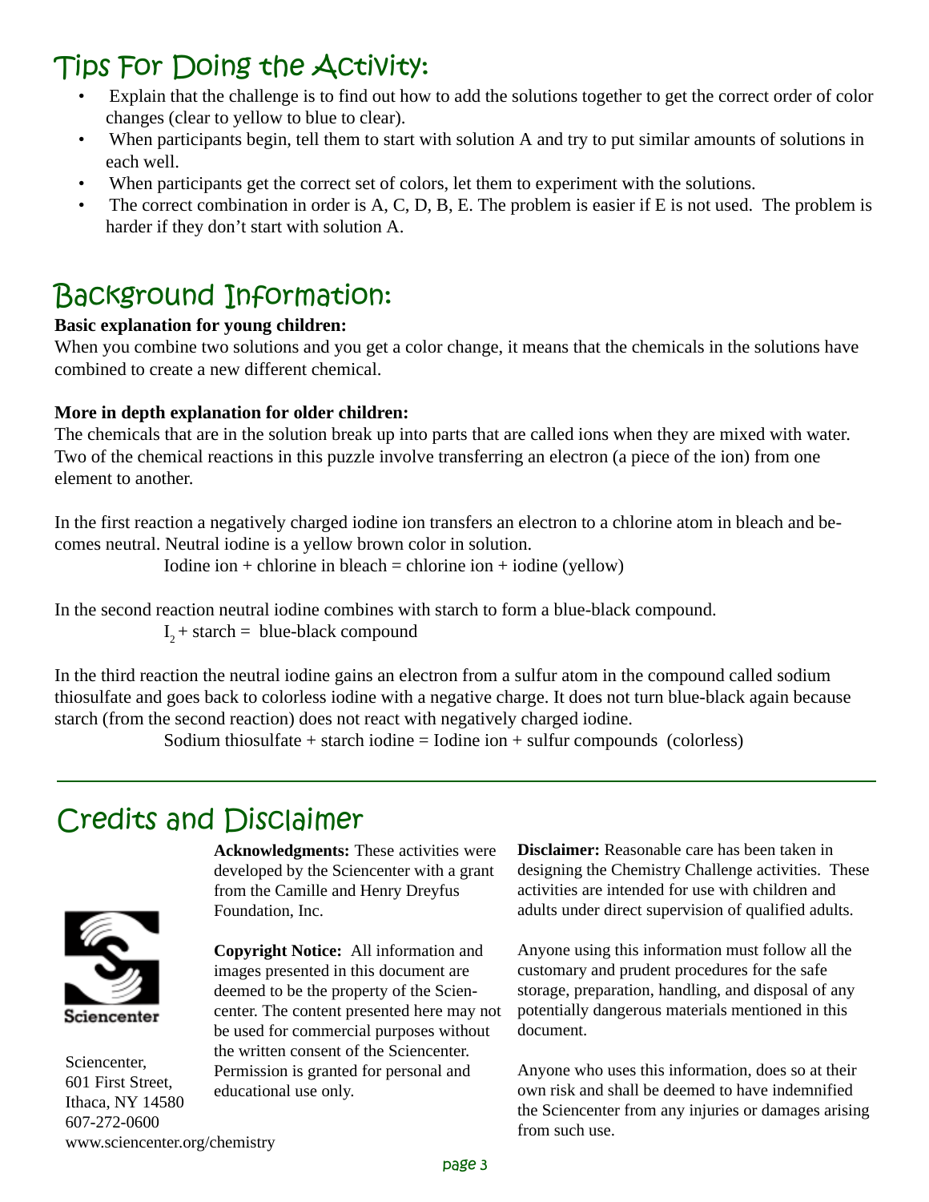## Tips For Doing the Activity:

- Explain that the challenge is to find out how to add the solutions together to get the correct order of color changes (clear to yellow to blue to clear).
- When participants begin, tell them to start with solution A and try to put similar amounts of solutions in each well.
- When participants get the correct set of colors, let them to experiment with the solutions.
- The correct combination in order is A, C, D, B, E. The problem is easier if E is not used. The problem is harder if they don't start with solution A.

## Background Information:

**Basic explanation for young children:**

When you combine two solutions and you get a color change, it means that the chemicals in the solutions have combined to create a new different chemical.

**More in depth explanation for older children:**

The chemicals that are in the solution break up into parts that are called ions when they are mixed with water. Two of the chemical reactions in this puzzle involve transferring an electron (a piece of the ion) from one element to another.

In the first reaction a negatively charged iodine ion transfers an electron to a chlorine atom in bleach and becomes neutral. Neutral iodine is a yellow brown color in solution.

Iodine ion + chlorine in bleach = chlorine ion + iodine (yellow)

In the second reaction neutral iodine combines with starch to form a blue-black compound.

$I_2$ + starch = blue-black compound

In the third reaction the neutral iodine gains an electron from a sulfur atom in the compound called sodium thiosulfate and goes back to colorless iodine with a negative charge. It does not turn blue-black again because starch (from the second reaction) does not react with negatively charged iodine.

Sodium thiosulfate + starch iodine = Iodine ion + sulfur compounds (colorless)

---

## Credits and Disclaimer

Sciencenter

Sciencenter,
601 First Street,
Ithaca, NY 14580
607-272-0600
www.sciencenter.org/chemistry

**Acknowledgments:** These activities were developed by the Sciencenter with a grant from the Camille and Henry Dreyfus Foundation, Inc.

**Copyright Notice:** All information and images presented in this document are deemed to be the property of the Sciencenter. The content presented here may not be used for commercial purposes without the written consent of the Sciencenter. Permission is granted for personal and educational use only.

**Disclaimer:** Reasonable care has been taken in designing the Chemistry Challenge activities. These activities are intended for use with children and adults under direct supervision of qualified adults.

Anyone using this information must follow all the customary and prudent procedures for the safe storage, preparation, handling, and disposal of any potentially dangerous materials mentioned in this document.

Anyone who uses this information, does so at their own risk and shall be deemed to have indemnified the Sciencenter from any injuries or damages arising from such use.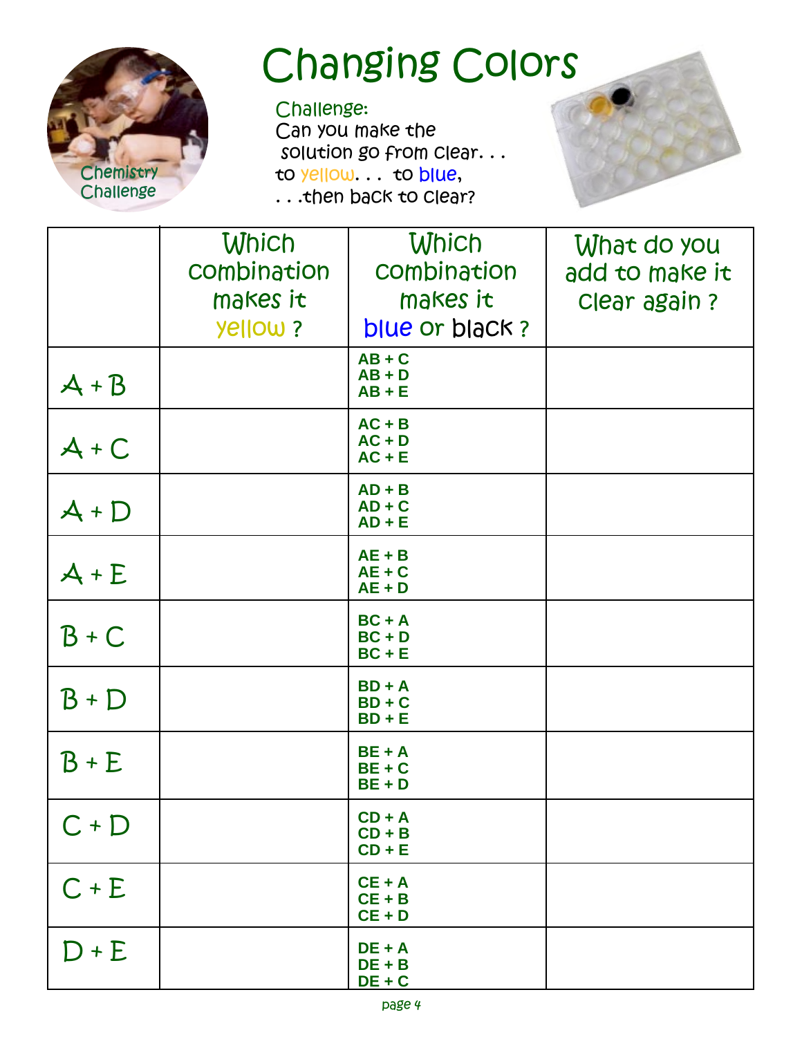# Changing Colors

Chemistry Challenge

Challenge:
Can you make the solution go from clear. . . to yellow. . . to blue, . . .then back to clear?

| | Which combination makes it yellow ? | Which combination makes it blue or black ? | What do you add to make it clear again ? |
|---|---|---|---|
| A + B | | AB + C<br>AB + D<br>AB + E | |
| A + C | | AC + B<br>AC + D<br>AC + E | |
| A + D | | AD + B<br>AD + C<br>AD + E | |
| A + E | | AE + B<br>AE + C<br>AE + D | |
| B + C | | BC + A<br>BC + D<br>BC + E | |
| B + D | | BD + A<br>BD + C<br>BD + E | |
| B + E | | BE + A<br>BE + C<br>BE + D | |
| C + D | | CD + A<br>CD + B<br>CD + E | |
| C + E | | CE + A<br>CE + B<br>CE + D | |
| D + E | | DE + A<br>DE + B<br>DE + C | |